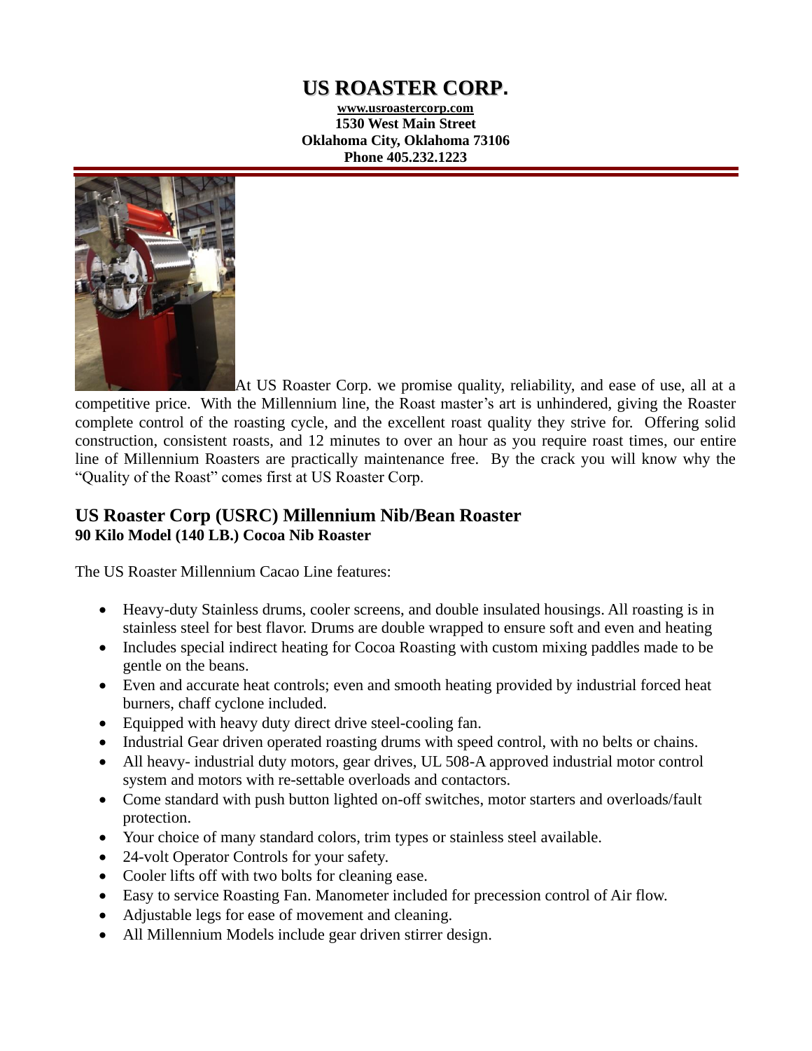# US ROASTER CORP.

**www.usroastercorp.com**
**1530 West Main Street**
**Oklahoma City, Oklahoma 73106**
**Phone 405.232.1223**

At US Roaster Corp. we promise quality, reliability, and ease of use, all at a competitive price. With the Millennium line, the Roast master's art is unhindered, giving the Roaster complete control of the roasting cycle, and the excellent roast quality they strive for. Offering solid construction, consistent roasts, and 12 minutes to over an hour as you require roast times, our entire line of Millennium Roasters are practically maintenance free. By the crack you will know why the "Quality of the Roast" comes first at US Roaster Corp.

## US Roaster Corp (USRC) Millennium Nib/Bean Roaster

**90 Kilo Model (140 LB.) Cocoa Nib Roaster**

The US Roaster Millennium Cacao Line features:

- Heavy-duty Stainless drums, cooler screens, and double insulated housings. All roasting is in stainless steel for best flavor. Drums are double wrapped to ensure soft and even and heating
- Includes special indirect heating for Cocoa Roasting with custom mixing paddles made to be gentle on the beans.
- Even and accurate heat controls; even and smooth heating provided by industrial forced heat burners, chaff cyclone included.
- Equipped with heavy duty direct drive steel-cooling fan.
- Industrial Gear driven operated roasting drums with speed control, with no belts or chains.
- All heavy- industrial duty motors, gear drives, UL 508-A approved industrial motor control system and motors with re-settable overloads and contactors.
- Come standard with push button lighted on-off switches, motor starters and overloads/fault protection.
- Your choice of many standard colors, trim types or stainless steel available.
- 24-volt Operator Controls for your safety.
- Cooler lifts off with two bolts for cleaning ease.
- Easy to service Roasting Fan. Manometer included for precession control of Air flow.
- Adjustable legs for ease of movement and cleaning.
- All Millennium Models include gear driven stirrer design.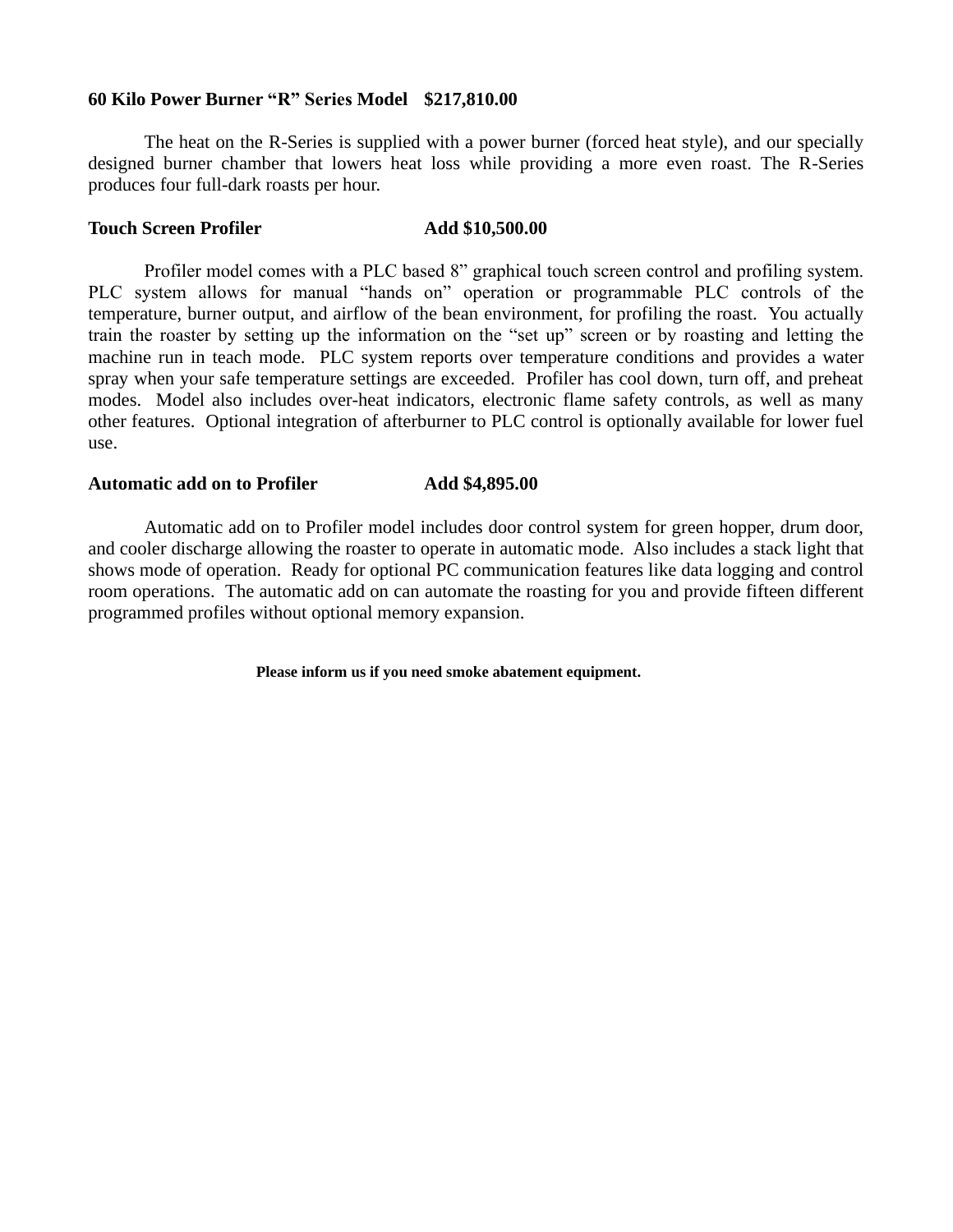**60 Kilo Power Burner “R” Series Model $217,810.00**

The heat on the R-Series is supplied with a power burner (forced heat style), and our specially designed burner chamber that lowers heat loss while providing a more even roast. The R-Series produces four full-dark roasts per hour.

**Touch Screen Profiler Add $10,500.00**

Profiler model comes with a PLC based 8” graphical touch screen control and profiling system. PLC system allows for manual “hands on” operation or programmable PLC controls of the temperature, burner output, and airflow of the bean environment, for profiling the roast. You actually train the roaster by setting up the information on the “set up” screen or by roasting and letting the machine run in teach mode. PLC system reports over temperature conditions and provides a water spray when your safe temperature settings are exceeded. Profiler has cool down, turn off, and preheat modes. Model also includes over-heat indicators, electronic flame safety controls, as well as many other features. Optional integration of afterburner to PLC control is optionally available for lower fuel use.

**Automatic add on to Profiler Add $4,895.00**

Automatic add on to Profiler model includes door control system for green hopper, drum door, and cooler discharge allowing the roaster to operate in automatic mode. Also includes a stack light that shows mode of operation. Ready for optional PC communication features like data logging and control room operations. The automatic add on can automate the roasting for you and provide fifteen different programmed profiles without optional memory expansion.

**Please inform us if you need smoke abatement equipment.**